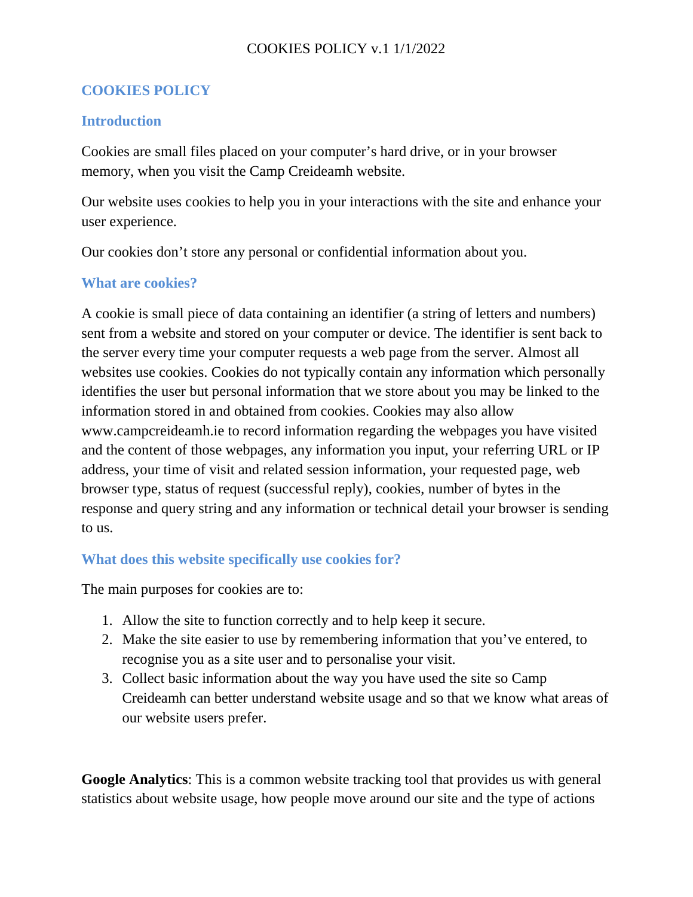COOKIES POLICY v.1 1/1/2022

# COOKIES POLICY

## Introduction

Cookies are small files placed on your computer's hard drive, or in your browser memory, when you visit the Camp Creideamh website.

Our website uses cookies to help you in your interactions with the site and enhance your user experience.

Our cookies don't store any personal or confidential information about you.

## What are cookies?

A cookie is small piece of data containing an identifier (a string of letters and numbers) sent from a website and stored on your computer or device. The identifier is sent back to the server every time your computer requests a web page from the server. Almost all websites use cookies. Cookies do not typically contain any information which personally identifies the user but personal information that we store about you may be linked to the information stored in and obtained from cookies. Cookies may also allow www.campcreideamh.ie to record information regarding the webpages you have visited and the content of those webpages, any information you input, your referring URL or IP address, your time of visit and related session information, your requested page, web browser type, status of request (successful reply), cookies, number of bytes in the response and query string and any information or technical detail your browser is sending to us.

## What does this website specifically use cookies for?

The main purposes for cookies are to:

1. Allow the site to function correctly and to help keep it secure.
2. Make the site easier to use by remembering information that you've entered, to recognise you as a site user and to personalise your visit.
3. Collect basic information about the way you have used the site so Camp Creideamh can better understand website usage and so that we know what areas of our website users prefer.

**Google Analytics**: This is a common website tracking tool that provides us with general statistics about website usage, how people move around our site and the type of actions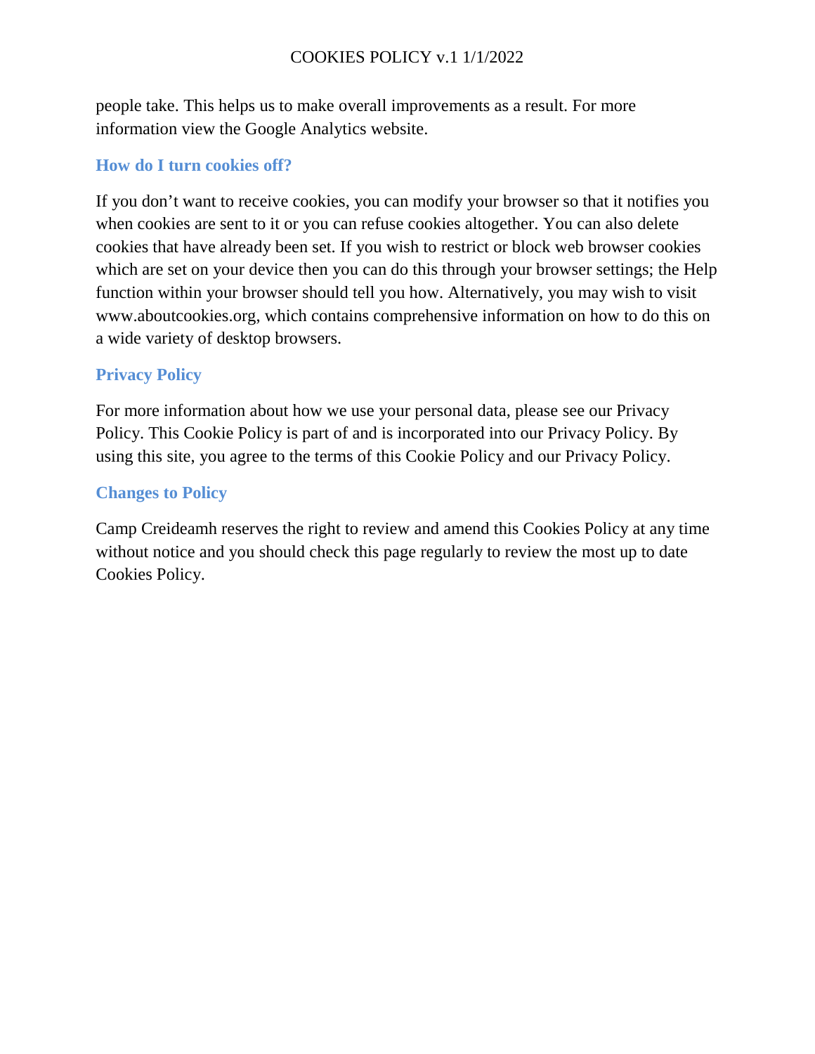people take. This helps us to make overall improvements as a result. For more information view the Google Analytics website.

### How do I turn cookies off?

If you don't want to receive cookies, you can modify your browser so that it notifies you when cookies are sent to it or you can refuse cookies altogether. You can also delete cookies that have already been set. If you wish to restrict or block web browser cookies which are set on your device then you can do this through your browser settings; the Help function within your browser should tell you how. Alternatively, you may wish to visit www.aboutcookies.org, which contains comprehensive information on how to do this on a wide variety of desktop browsers.

### Privacy Policy

For more information about how we use your personal data, please see our Privacy Policy. This Cookie Policy is part of and is incorporated into our Privacy Policy. By using this site, you agree to the terms of this Cookie Policy and our Privacy Policy.

### Changes to Policy

Camp Creideamh reserves the right to review and amend this Cookies Policy at any time without notice and you should check this page regularly to review the most up to date Cookies Policy.